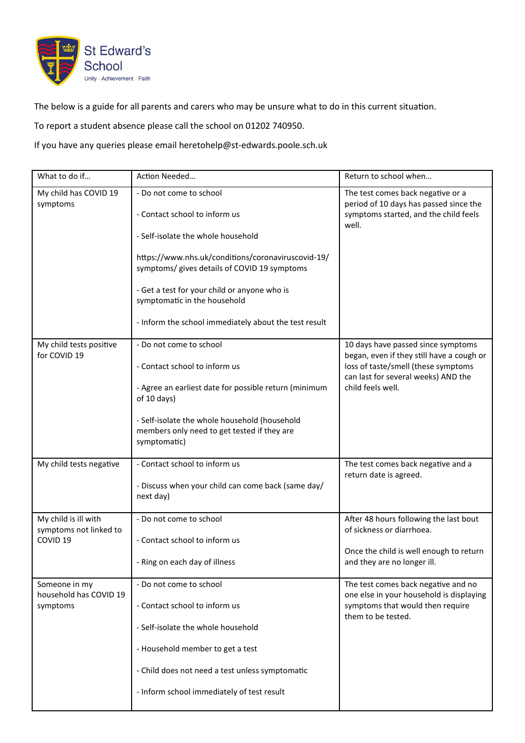St Edward's School

Unity · Achievement · Faith

The below is a guide for all parents and carers who may be unsure what to do in this current situation.

To report a student absence please call the school on 01202 740950.

If you have any queries please email heretohelp@st-edwards.poole.sch.uk

| What to do if… | Action Needed… | Return to school when… |
|---|---|---|
| My child has COVID 19 symptoms | - Do not come to school<br><br>- Contact school to inform us<br><br>- Self-isolate the whole household<br><br>https://www.nhs.uk/conditions/coronaviruscovid-19/symptoms/ gives details of COVID 19 symptoms<br><br>- Get a test for your child or anyone who is symptomatic in the household<br><br>- Inform the school immediately about the test result | The test comes back negative or a period of 10 days has passed since the symptoms started, and the child feels well. |
| My child tests positive for COVID 19 | - Do not come to school<br><br>- Contact school to inform us<br><br>- Agree an earliest date for possible return (minimum of 10 days)<br><br>- Self-isolate the whole household (household members only need to get tested if they are symptomatic) | 10 days have passed since symptoms began, even if they still have a cough or loss of taste/smell (these symptoms can last for several weeks) AND the child feels well. |
| My child tests negative | - Contact school to inform us<br><br>- Discuss when your child can come back (same day/ next day) | The test comes back negative and a return date is agreed. |
| My child is ill with symptoms not linked to COVID 19 | - Do not come to school<br><br>- Contact school to inform us<br><br>- Ring on each day of illness | After 48 hours following the last bout of sickness or diarrhoea.<br><br>Once the child is well enough to return and they are no longer ill. |
| Someone in my household has COVID 19 symptoms | - Do not come to school<br><br>- Contact school to inform us<br><br>- Self-isolate the whole household<br><br>- Household member to get a test<br><br>- Child does not need a test unless symptomatic<br><br>- Inform school immediately of test result | The test comes back negative and no one else in your household is displaying symptoms that would then require them to be tested. |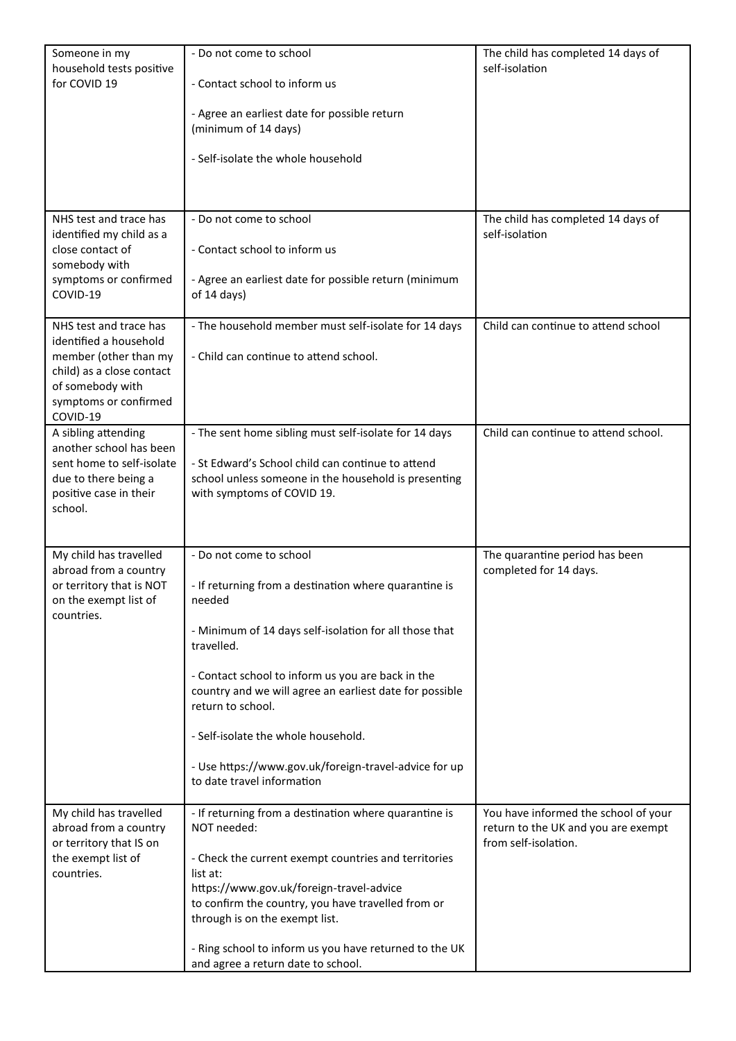| | | |
|---|---|---|
| Someone in my household tests positive for COVID 19 | - Do not come to school<br><br>- Contact school to inform us<br><br>- Agree an earliest date for possible return (minimum of 14 days)<br><br>- Self-isolate the whole household | The child has completed 14 days of self-isolation |
| NHS test and trace has identified my child as a close contact of somebody with symptoms or confirmed COVID-19 | - Do not come to school<br><br>- Contact school to inform us<br><br>- Agree an earliest date for possible return (minimum of 14 days) | The child has completed 14 days of self-isolation |
| NHS test and trace has identified a household member (other than my child) as a close contact of somebody with symptoms or confirmed COVID-19 | - The household member must self-isolate for 14 days<br><br>- Child can continue to attend school. | Child can continue to attend school |
| A sibling attending another school has been sent home to self-isolate due to there being a positive case in their school. | - The sent home sibling must self-isolate for 14 days<br><br>- St Edward's School child can continue to attend school unless someone in the household is presenting with symptoms of COVID 19. | Child can continue to attend school. |
| My child has travelled abroad from a country or territory that is NOT on the exempt list of countries. | - Do not come to school<br><br>- If returning from a destination where quarantine is needed<br><br>- Minimum of 14 days self-isolation for all those that travelled.<br><br>- Contact school to inform us you are back in the country and we will agree an earliest date for possible return to school.<br><br>- Self-isolate the whole household.<br><br>- Use https://www.gov.uk/foreign-travel-advice for up to date travel information | The quarantine period has been completed for 14 days. |
| My child has travelled abroad from a country or territory that IS on the exempt list of countries. | - If returning from a destination where quarantine is NOT needed:<br><br>- Check the current exempt countries and territories list at:<br>https://www.gov.uk/foreign-travel-advice<br>to confirm the country, you have travelled from or through is on the exempt list.<br><br>- Ring school to inform us you have returned to the UK and agree a return date to school. | You have informed the school of your return to the UK and you are exempt from self-isolation. |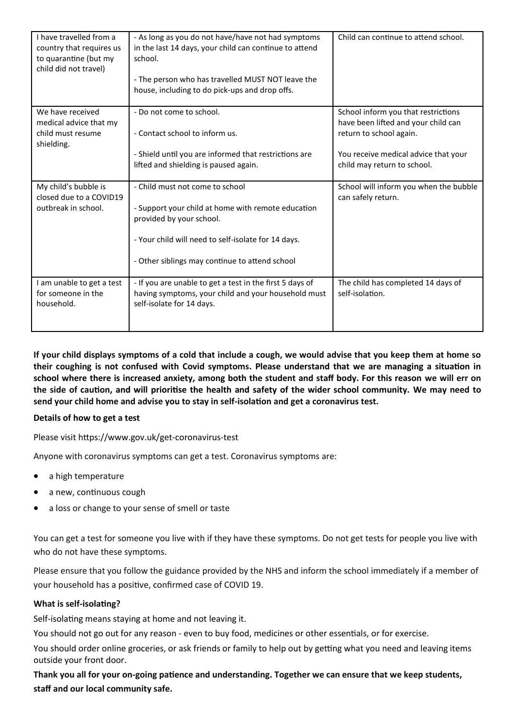| | | |
|---|---|---|
| I have travelled from a country that requires us to quarantine (but my child did not travel) | - As long as you do not have/have not had symptoms in the last 14 days, your child can continue to attend school.<br><br>- The person who has travelled MUST NOT leave the house, including to do pick-ups and drop offs. | Child can continue to attend school. |
| We have received medical advice that my child must resume shielding. | - Do not come to school.<br><br>- Contact school to inform us.<br><br>- Shield until you are informed that restrictions are lifted and shielding is paused again. | School inform you that restrictions have been lifted and your child can return to school again.<br><br>You receive medical advice that your child may return to school. |
| My child's bubble is closed due to a COVID19 outbreak in school. | - Child must not come to school<br><br>- Support your child at home with remote education provided by your school.<br><br>- Your child will need to self-isolate for 14 days.<br><br>- Other siblings may continue to attend school | School will inform you when the bubble can safely return. |
| I am unable to get a test for someone in the household. | - If you are unable to get a test in the first 5 days of having symptoms, your child and your household must self-isolate for 14 days. | The child has completed 14 days of self-isolation. |

**If your child displays symptoms of a cold that include a cough, we would advise that you keep them at home so their coughing is not confused with Covid symptoms. Please understand that we are managing a situation in school where there is increased anxiety, among both the student and staff body. For this reason we will err on the side of caution, and will prioritise the health and safety of the wider school community. We may need to send your child home and advise you to stay in self-isolation and get a coronavirus test.**

**Details of how to get a test**

Please visit https://www.gov.uk/get-coronavirus-test

Anyone with coronavirus symptoms can get a test. Coronavirus symptoms are:

- a high temperature
- a new, continuous cough
- a loss or change to your sense of smell or taste

You can get a test for someone you live with if they have these symptoms. Do not get tests for people you live with who do not have these symptoms.

Please ensure that you follow the guidance provided by the NHS and inform the school immediately if a member of your household has a positive, confirmed case of COVID 19.

**What is self-isolating?**

Self-isolating means staying at home and not leaving it.

You should not go out for any reason - even to buy food, medicines or other essentials, or for exercise.

You should order online groceries, or ask friends or family to help out by getting what you need and leaving items outside your front door.

**Thank you all for your on-going patience and understanding. Together we can ensure that we keep students, staff and our local community safe.**